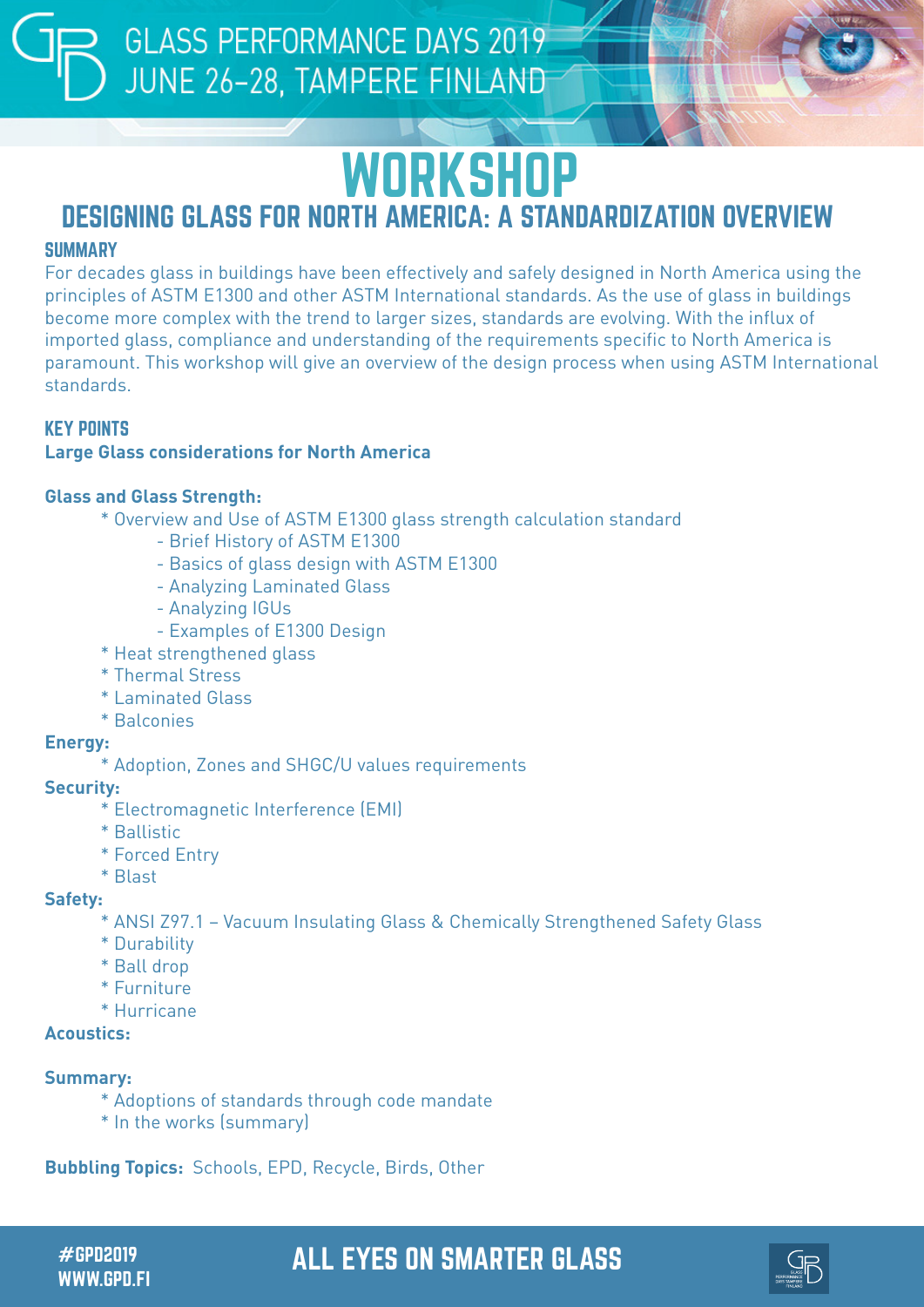GLASS PERFORMANCE DAYS 2019
JUNE 26–28, TAMPERE FINLAND

# WORKSHOP

## DESIGNING GLASS FOR NORTH AMERICA: A STANDARDIZATION OVERVIEW

### SUMMARY

For decades glass in buildings have been effectively and safely designed in North America using the principles of ASTM E1300 and other ASTM International standards. As the use of glass in buildings become more complex with the trend to larger sizes, standards are evolving. With the influx of imported glass, compliance and understanding of the requirements specific to North America is paramount. This workshop will give an overview of the design process when using ASTM International standards.

### KEY POINTS

**Large Glass considerations for North America**

**Glass and Glass Strength:**

* Overview and Use of ASTM E1300 glass strength calculation standard
    - Brief History of ASTM E1300
    - Basics of glass design with ASTM E1300
    - Analyzing Laminated Glass
    - Analyzing IGUs
    - Examples of E1300 Design
* Heat strengthened glass
* Thermal Stress
* Laminated Glass
* Balconies

**Energy:**

* Adoption, Zones and SHGC/U values requirements

**Security:**

* Electromagnetic Interference (EMI)
* Ballistic
* Forced Entry
* Blast

**Safety:**

* ANSI Z97.1 – Vacuum Insulating Glass & Chemically Strengthened Safety Glass
* Durability
* Ball drop
* Furniture
* Hurricane

**Acoustics:**

**Summary:**

* Adoptions of standards through code mandate
* In the works (summary)

**Bubbling Topics:** Schools, EPD, Recycle, Birds, Other

#GPD2019
WWW.GPD.FI

ALL EYES ON SMARTER GLASS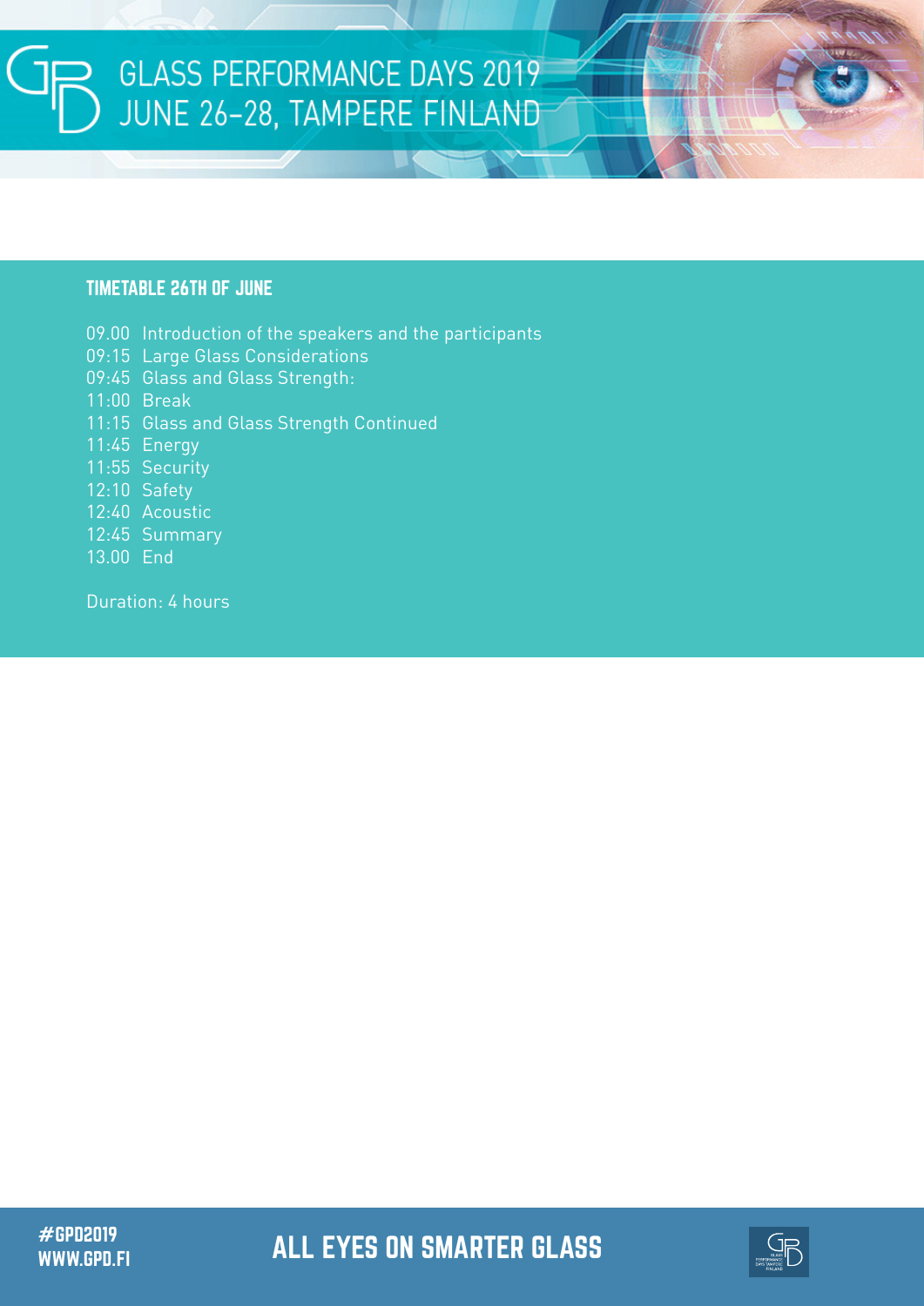# GLASS PERFORMANCE DAYS 2019
# JUNE 26–28, TAMPERE FINLAND

## TIMETABLE 26TH OF JUNE

09.00 Introduction of the speakers and the participants
09:15 Large Glass Considerations
09:45 Glass and Glass Strength:
11:00 Break
11:15 Glass and Glass Strength Continued
11:45 Energy
11:55 Security
12:10 Safety
12:40 Acoustic
12:45 Summary
13.00 End

Duration: 4 hours

#GPD2019
WWW.GPD.FI

**ALL EYES ON SMARTER GLASS**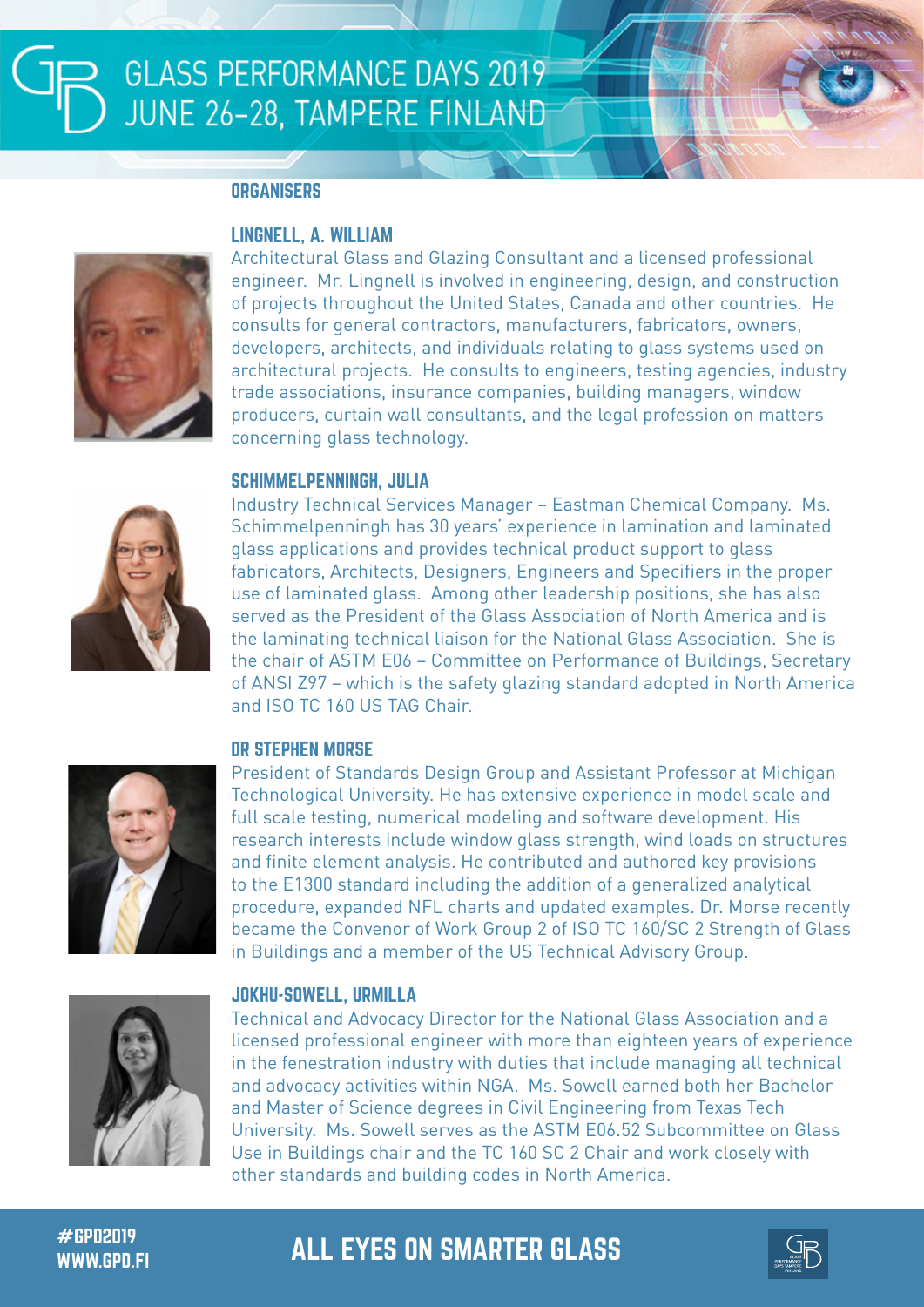# GLASS PERFORMANCE DAYS 2019
# JUNE 26–28, TAMPERE FINLAND

## ORGANISERS

### LINGNELL, A. WILLIAM

Architectural Glass and Glazing Consultant and a licensed professional engineer. Mr. Lingnell is involved in engineering, design, and construction of projects throughout the United States, Canada and other countries. He consults for general contractors, manufacturers, fabricators, owners, developers, architects, and individuals relating to glass systems used on architectural projects. He consults to engineers, testing agencies, industry trade associations, insurance companies, building managers, window producers, curtain wall consultants, and the legal profession on matters concerning glass technology.

### SCHIMMELPENNINGH, JULIA

Industry Technical Services Manager – Eastman Chemical Company. Ms. Schimmelpenningh has 30 years' experience in lamination and laminated glass applications and provides technical product support to glass fabricators, Architects, Designers, Engineers and Specifiers in the proper use of laminated glass. Among other leadership positions, she has also served as the President of the Glass Association of North America and is the laminating technical liaison for the National Glass Association. She is the chair of ASTM E06 – Committee on Performance of Buildings, Secretary of ANSI Z97 – which is the safety glazing standard adopted in North America and ISO TC 160 US TAG Chair.

### DR STEPHEN MORSE

President of Standards Design Group and Assistant Professor at Michigan Technological University. He has extensive experience in model scale and full scale testing, numerical modeling and software development. His research interests include window glass strength, wind loads on structures and finite element analysis. He contributed and authored key provisions to the E1300 standard including the addition of a generalized analytical procedure, expanded NFL charts and updated examples. Dr. Morse recently became the Convenor of Work Group 2 of ISO TC 160/SC 2 Strength of Glass in Buildings and a member of the US Technical Advisory Group.

### JOKHU-SOWELL, URMILLA

Technical and Advocacy Director for the National Glass Association and a licensed professional engineer with more than eighteen years of experience in the fenestration industry with duties that include managing all technical and advocacy activities within NGA. Ms. Sowell earned both her Bachelor and Master of Science degrees in Civil Engineering from Texas Tech University. Ms. Sowell serves as the ASTM E06.52 Subcommittee on Glass Use in Buildings chair and the TC 160 SC 2 Chair and work closely with other standards and building codes in North America.

#GPD2019
WWW.GPD.FI

**ALL EYES ON SMARTER GLASS**